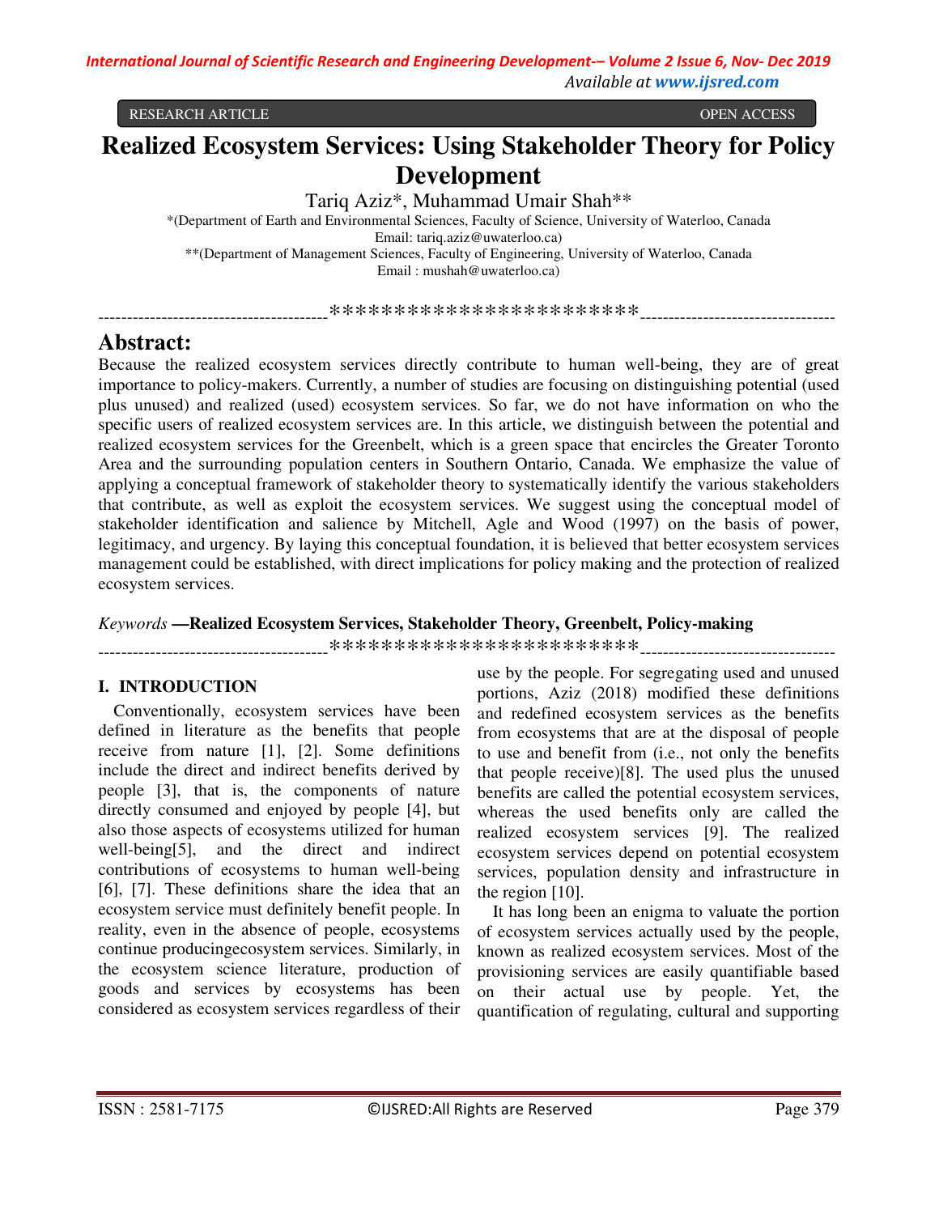RESEARCH ARTICLE OPEN ACCESS

# Realized Ecosystem Services: Using Stakeholder Theory for Policy Development

Tariq Aziz*, Muhammad Umair Shah**

*(Department of Earth and Environmental Sciences, Faculty of Science, University of Waterloo, Canada
Email: tariq.aziz@uwaterloo.ca)

**(Department of Management Sciences, Faculty of Engineering, University of Waterloo, Canada
Email : mushah@uwaterloo.ca)

## Abstract:

Because the realized ecosystem services directly contribute to human well-being, they are of great importance to policy-makers. Currently, a number of studies are focusing on distinguishing potential (used plus unused) and realized (used) ecosystem services. So far, we do not have information on who the specific users of realized ecosystem services are. In this article, we distinguish between the potential and realized ecosystem services for the Greenbelt, which is a green space that encircles the Greater Toronto Area and the surrounding population centers in Southern Ontario, Canada. We emphasize the value of applying a conceptual framework of stakeholder theory to systematically identify the various stakeholders that contribute, as well as exploit the ecosystem services. We suggest using the conceptual model of stakeholder identification and salience by Mitchell, Agle and Wood (1997) on the basis of power, legitimacy, and urgency. By laying this conceptual foundation, it is believed that better ecosystem services management could be established, with direct implications for policy making and the protection of realized ecosystem services.

*Keywords* **—Realized Ecosystem Services, Stakeholder Theory, Greenbelt, Policy-making**

## I. INTRODUCTION

Conventionally, ecosystem services have been defined in literature as the benefits that people receive from nature [1], [2]. Some definitions include the direct and indirect benefits derived by people [3], that is, the components of nature directly consumed and enjoyed by people [4], but also those aspects of ecosystems utilized for human well-being[5], and the direct and indirect contributions of ecosystems to human well-being [6], [7]. These definitions share the idea that an ecosystem service must definitely benefit people. In reality, even in the absence of people, ecosystems continue producingecosystem services. Similarly, in the ecosystem science literature, production of goods and services by ecosystems has been considered as ecosystem services regardless of their use by the people. For segregating used and unused portions, Aziz (2018) modified these definitions and redefined ecosystem services as the benefits from ecosystems that are at the disposal of people to use and benefit from (i.e., not only the benefits that people receive)[8]. The used plus the unused benefits are called the potential ecosystem services, whereas the used benefits only are called the realized ecosystem services [9]. The realized ecosystem services depend on potential ecosystem services, population density and infrastructure in the region [10].

It has long been an enigma to valuate the portion of ecosystem services actually used by the people, known as realized ecosystem services. Most of the provisioning services are easily quantifiable based on their actual use by people. Yet, the quantification of regulating, cultural and supporting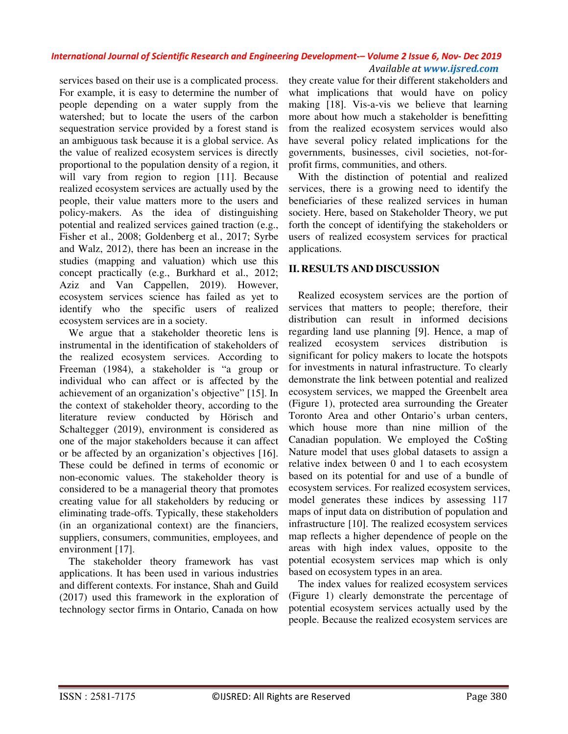services based on their use is a complicated process. For example, it is easy to determine the number of people depending on a water supply from the watershed; but to locate the users of the carbon sequestration service provided by a forest stand is an ambiguous task because it is a global service. As the value of realized ecosystem services is directly proportional to the population density of a region, it will vary from region to region [11]. Because realized ecosystem services are actually used by the people, their value matters more to the users and policy-makers. As the idea of distinguishing potential and realized services gained traction (e.g., Fisher et al., 2008; Goldenberg et al., 2017; Syrbe and Walz, 2012), there has been an increase in the studies (mapping and valuation) which use this concept practically (e.g., Burkhard et al., 2012; Aziz and Van Cappellen, 2019). However, ecosystem services science has failed as yet to identify who the specific users of realized ecosystem services are in a society.

We argue that a stakeholder theoretic lens is instrumental in the identification of stakeholders of the realized ecosystem services. According to Freeman (1984), a stakeholder is "a group or individual who can affect or is affected by the achievement of an organization's objective" [15]. In the context of stakeholder theory, according to the literature review conducted by Hörisch and Schaltegger (2019), environment is considered as one of the major stakeholders because it can affect or be affected by an organization's objectives [16]. These could be defined in terms of economic or non-economic values. The stakeholder theory is considered to be a managerial theory that promotes creating value for all stakeholders by reducing or eliminating trade-offs. Typically, these stakeholders (in an organizational context) are the financiers, suppliers, consumers, communities, employees, and environment [17].

The stakeholder theory framework has vast applications. It has been used in various industries and different contexts. For instance, Shah and Guild (2017) used this framework in the exploration of technology sector firms in Ontario, Canada on how they create value for their different stakeholders and what implications that would have on policy making [18]. Vis-a-vis we believe that learning more about how much a stakeholder is benefitting from the realized ecosystem services would also have several policy related implications for the governments, businesses, civil societies, not-for-profit firms, communities, and others.

With the distinction of potential and realized services, there is a growing need to identify the beneficiaries of these realized services in human society. Here, based on Stakeholder Theory, we put forth the concept of identifying the stakeholders or users of realized ecosystem services for practical applications.

## II. RESULTS AND DISCUSSION

Realized ecosystem services are the portion of services that matters to people; therefore, their distribution can result in informed decisions regarding land use planning [9]. Hence, a map of realized ecosystem services distribution is significant for policy makers to locate the hotspots for investments in natural infrastructure. To clearly demonstrate the link between potential and realized ecosystem services, we mapped the Greenbelt area (Figure 1), protected area surrounding the Greater Toronto Area and other Ontario's urban centers, which house more than nine million of the Canadian population. We employed the Co$ting Nature model that uses global datasets to assign a relative index between 0 and 1 to each ecosystem based on its potential for and use of a bundle of ecosystem services. For realized ecosystem services, model generates these indices by assessing 117 maps of input data on distribution of population and infrastructure [10]. The realized ecosystem services map reflects a higher dependence of people on the areas with high index values, opposite to the potential ecosystem services map which is only based on ecosystem types in an area.

The index values for realized ecosystem services (Figure 1) clearly demonstrate the percentage of potential ecosystem services actually used by the people. Because the realized ecosystem services are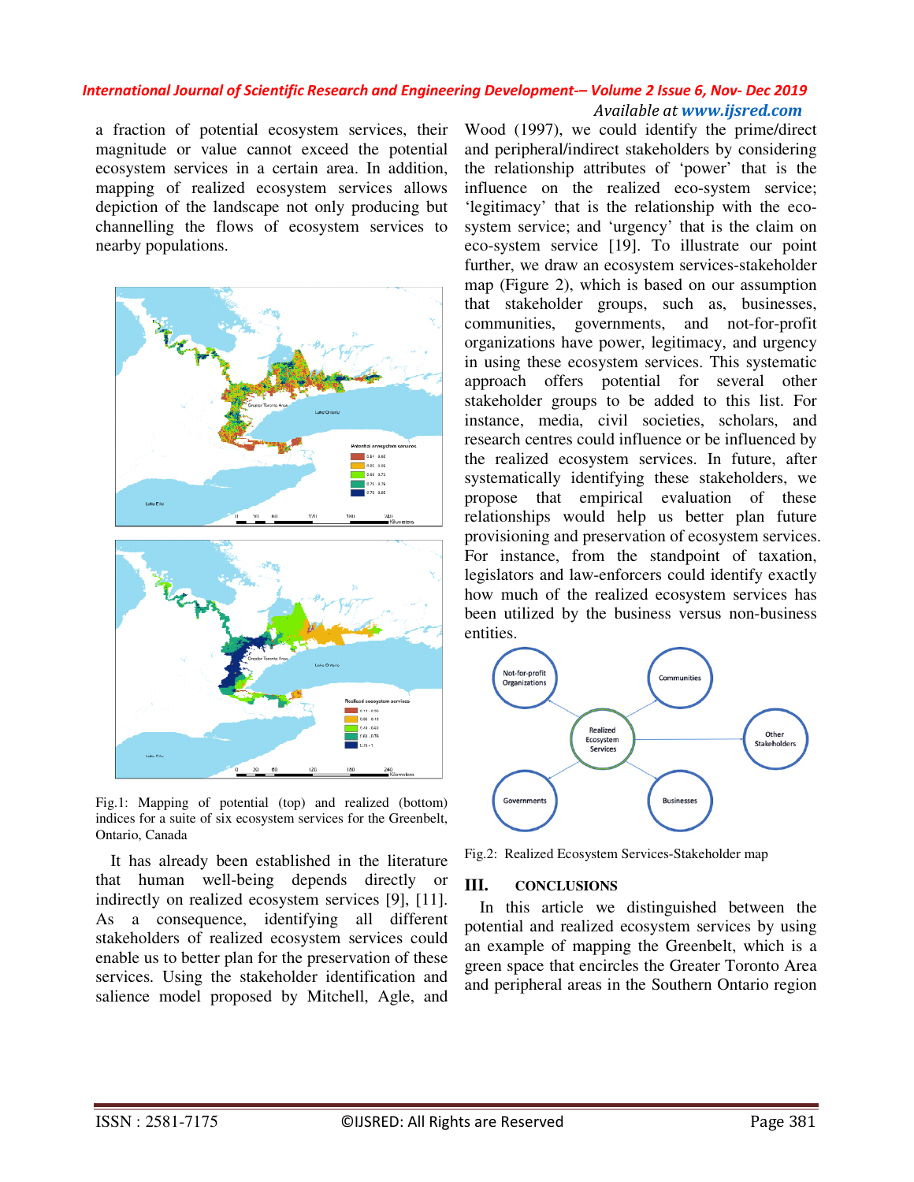a fraction of potential ecosystem services, their magnitude or value cannot exceed the potential ecosystem services in a certain area. In addition, mapping of realized ecosystem services allows depiction of the landscape not only producing but channelling the flows of ecosystem services to nearby populations.

Fig.1: Mapping of potential (top) and realized (bottom) indices for a suite of six ecosystem services for the Greenbelt, Ontario, Canada

It has already been established in the literature that human well-being depends directly or indirectly on realized ecosystem services [9], [11]. As a consequence, identifying all different stakeholders of realized ecosystem services could enable us to better plan for the preservation of these services. Using the stakeholder identification and salience model proposed by Mitchell, Agle, and Wood (1997), we could identify the prime/direct and peripheral/indirect stakeholders by considering the relationship attributes of 'power' that is the influence on the realized eco-system service; 'legitimacy' that is the relationship with the eco-system service; and 'urgency' that is the claim on eco-system service [19]. To illustrate our point further, we draw an ecosystem services-stakeholder map (Figure 2), which is based on our assumption that stakeholder groups, such as, businesses, communities, governments, and not-for-profit organizations have power, legitimacy, and urgency in using these ecosystem services. This systematic approach offers potential for several other stakeholder groups to be added to this list. For instance, media, civil societies, scholars, and research centres could influence or be influenced by the realized ecosystem services. In future, after systematically identifying these stakeholders, we propose that empirical evaluation of these relationships would help us better plan future provisioning and preservation of ecosystem services. For instance, from the standpoint of taxation, legislators and law-enforcers could identify exactly how much of the realized ecosystem services has been utilized by the business versus non-business entities.

Fig.2: Realized Ecosystem Services-Stakeholder map

## III. CONCLUSIONS

In this article we distinguished between the potential and realized ecosystem services by using an example of mapping the Greenbelt, which is a green space that encircles the Greater Toronto Area and peripheral areas in the Southern Ontario region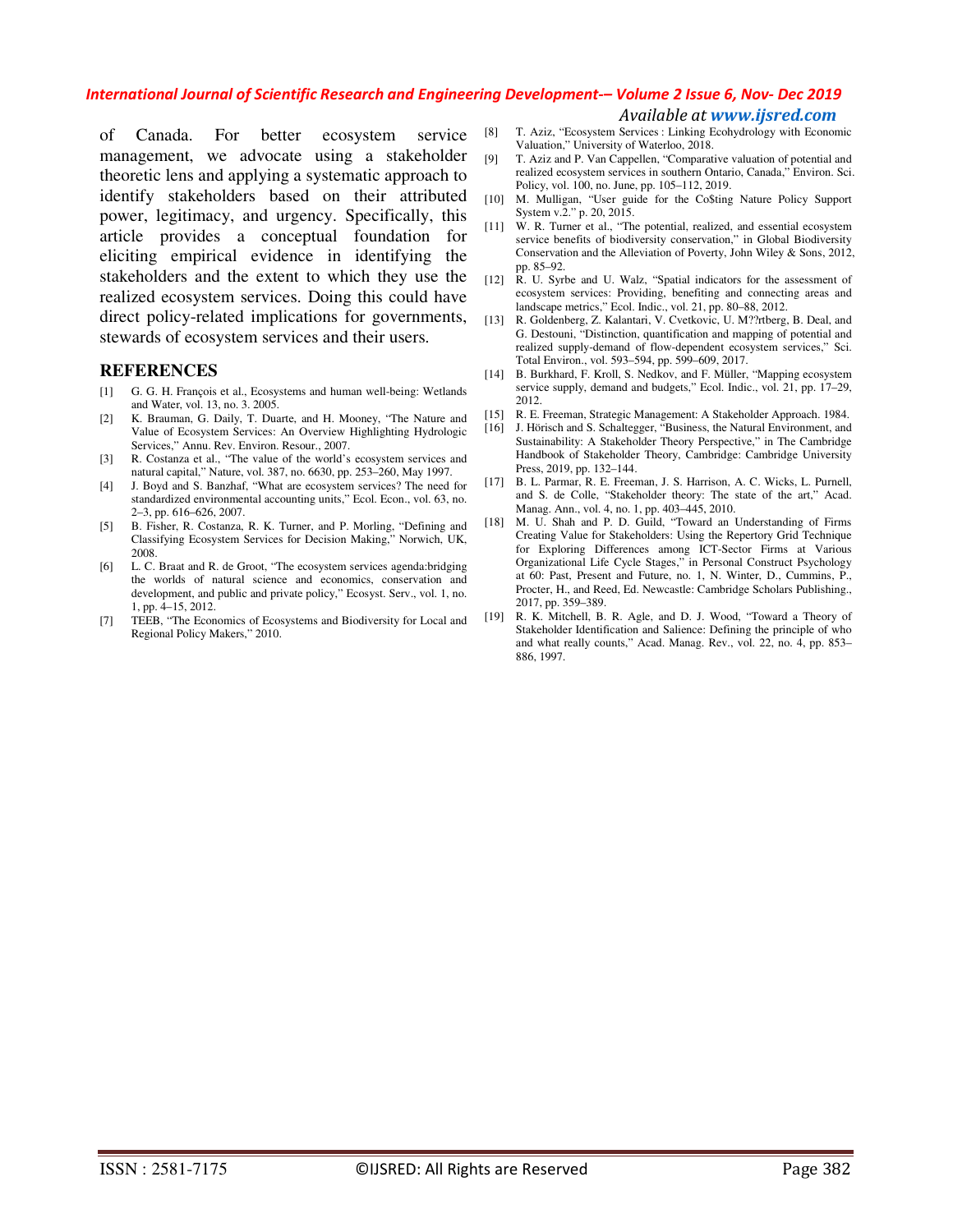of Canada. For better ecosystem service management, we advocate using a stakeholder theoretic lens and applying a systematic approach to identify stakeholders based on their attributed power, legitimacy, and urgency. Specifically, this article provides a conceptual foundation for eliciting empirical evidence in identifying the stakeholders and the extent to which they use the realized ecosystem services. Doing this could have direct policy-related implications for governments, stewards of ecosystem services and their users.

## REFERENCES

[1] G. G. H. François et al., Ecosystems and human well-being: Wetlands and Water, vol. 13, no. 3. 2005.

[2] K. Brauman, G. Daily, T. Duarte, and H. Mooney, "The Nature and Value of Ecosystem Services: An Overview Highlighting Hydrologic Services," Annu. Rev. Environ. Resour., 2007.

[3] R. Costanza et al., "The value of the world's ecosystem services and natural capital," Nature, vol. 387, no. 6630, pp. 253–260, May 1997.

[4] J. Boyd and S. Banzhaf, "What are ecosystem services? The need for standardized environmental accounting units," Ecol. Econ., vol. 63, no. 2–3, pp. 616–626, 2007.

[5] B. Fisher, R. Costanza, R. K. Turner, and P. Morling, "Defining and Classifying Ecosystem Services for Decision Making," Norwich, UK, 2008.

[6] L. C. Braat and R. de Groot, "The ecosystem services agenda:bridging the worlds of natural science and economics, conservation and development, and public and private policy," Ecosyst. Serv., vol. 1, no. 1, pp. 4–15, 2012.

[7] TEEB, "The Economics of Ecosystems and Biodiversity for Local and Regional Policy Makers," 2010.

[8] T. Aziz, "Ecosystem Services : Linking Ecohydrology with Economic Valuation," University of Waterloo, 2018.

[9] T. Aziz and P. Van Cappellen, "Comparative valuation of potential and realized ecosystem services in southern Ontario, Canada," Environ. Sci. Policy, vol. 100, no. June, pp. 105–112, 2019.

[10] M. Mulligan, "User guide for the Co$ting Nature Policy Support System v.2." p. 20, 2015.

[11] W. R. Turner et al., "The potential, realized, and essential ecosystem service benefits of biodiversity conservation," in Global Biodiversity Conservation and the Alleviation of Poverty, John Wiley & Sons, 2012, pp. 85–92.

[12] R. U. Syrbe and U. Walz, "Spatial indicators for the assessment of ecosystem services: Providing, benefiting and connecting areas and landscape metrics," Ecol. Indic., vol. 21, pp. 80–88, 2012.

[13] R. Goldenberg, Z. Kalantari, V. Cvetkovic, U. M??rtberg, B. Deal, and G. Destouni, "Distinction, quantification and mapping of potential and realized supply-demand of flow-dependent ecosystem services," Sci. Total Environ., vol. 593–594, pp. 599–609, 2017.

[14] B. Burkhard, F. Kroll, S. Nedkov, and F. Müller, "Mapping ecosystem service supply, demand and budgets," Ecol. Indic., vol. 21, pp. 17–29, 2012.

[15] R. E. Freeman, Strategic Management: A Stakeholder Approach. 1984.

[16] J. Hörisch and S. Schaltegger, "Business, the Natural Environment, and Sustainability: A Stakeholder Theory Perspective," in The Cambridge Handbook of Stakeholder Theory, Cambridge: Cambridge University Press, 2019, pp. 132–144.

[17] B. L. Parmar, R. E. Freeman, J. S. Harrison, A. C. Wicks, L. Purnell, and S. de Colle, "Stakeholder theory: The state of the art," Acad. Manag. Ann., vol. 4, no. 1, pp. 403–445, 2010.

[18] M. U. Shah and P. D. Guild, "Toward an Understanding of Firms Creating Value for Stakeholders: Using the Repertory Grid Technique for Exploring Differences among ICT-Sector Firms at Various Organizational Life Cycle Stages," in Personal Construct Psychology at 60: Past, Present and Future, no. 1, N. Winter, D., Cummins, P., Procter, H., and Reed, Ed. Newcastle: Cambridge Scholars Publishing., 2017, pp. 359–389.

[19] R. K. Mitchell, B. R. Agle, and D. J. Wood, "Toward a Theory of Stakeholder Identification and Salience: Defining the principle of who and what really counts," Acad. Manag. Rev., vol. 22, no. 4, pp. 853–886, 1997.